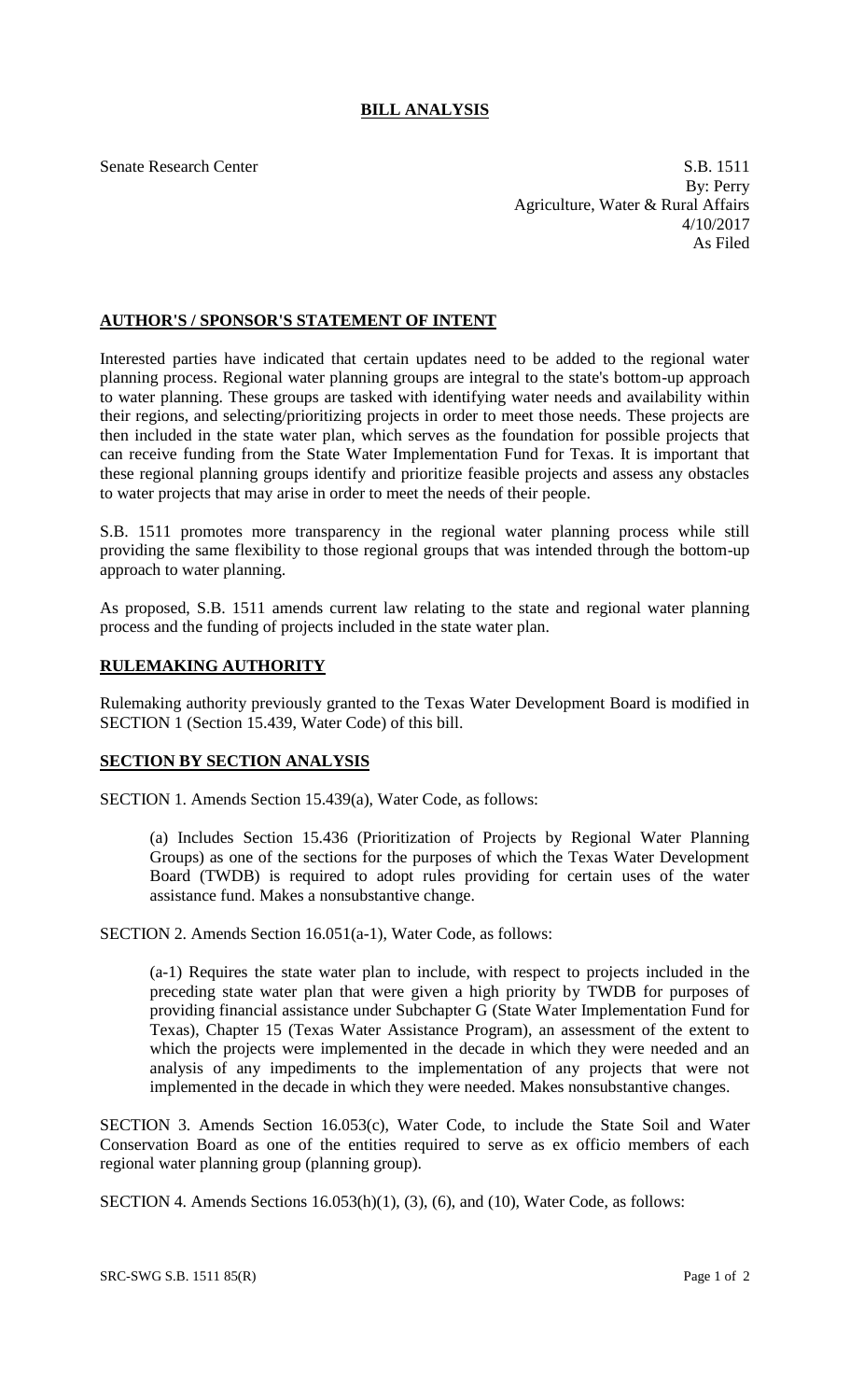# BILL ANALYSIS

Senate Research Center

S.B. 1511
By: Perry
Agriculture, Water & Rural Affairs
4/10/2017
As Filed

## AUTHOR'S / SPONSOR'S STATEMENT OF INTENT

Interested parties have indicated that certain updates need to be added to the regional water planning process. Regional water planning groups are integral to the state's bottom-up approach to water planning. These groups are tasked with identifying water needs and availability within their regions, and selecting/prioritizing projects in order to meet those needs. These projects are then included in the state water plan, which serves as the foundation for possible projects that can receive funding from the State Water Implementation Fund for Texas. It is important that these regional planning groups identify and prioritize feasible projects and assess any obstacles to water projects that may arise in order to meet the needs of their people.

S.B. 1511 promotes more transparency in the regional water planning process while still providing the same flexibility to those regional groups that was intended through the bottom-up approach to water planning.

As proposed, S.B. 1511 amends current law relating to the state and regional water planning process and the funding of projects included in the state water plan.

## RULEMAKING AUTHORITY

Rulemaking authority previously granted to the Texas Water Development Board is modified in SECTION 1 (Section 15.439, Water Code) of this bill.

## SECTION BY SECTION ANALYSIS

SECTION 1. Amends Section 15.439(a), Water Code, as follows:

(a) Includes Section 15.436 (Prioritization of Projects by Regional Water Planning Groups) as one of the sections for the purposes of which the Texas Water Development Board (TWDB) is required to adopt rules providing for certain uses of the water assistance fund. Makes a nonsubstantive change.

SECTION 2. Amends Section 16.051(a-1), Water Code, as follows:

(a-1) Requires the state water plan to include, with respect to projects included in the preceding state water plan that were given a high priority by TWDB for purposes of providing financial assistance under Subchapter G (State Water Implementation Fund for Texas), Chapter 15 (Texas Water Assistance Program), an assessment of the extent to which the projects were implemented in the decade in which they were needed and an analysis of any impediments to the implementation of any projects that were not implemented in the decade in which they were needed. Makes nonsubstantive changes.

SECTION 3. Amends Section 16.053(c), Water Code, to include the State Soil and Water Conservation Board as one of the entities required to serve as ex officio members of each regional water planning group (planning group).

SECTION 4. Amends Sections 16.053(h)(1), (3), (6), and (10), Water Code, as follows: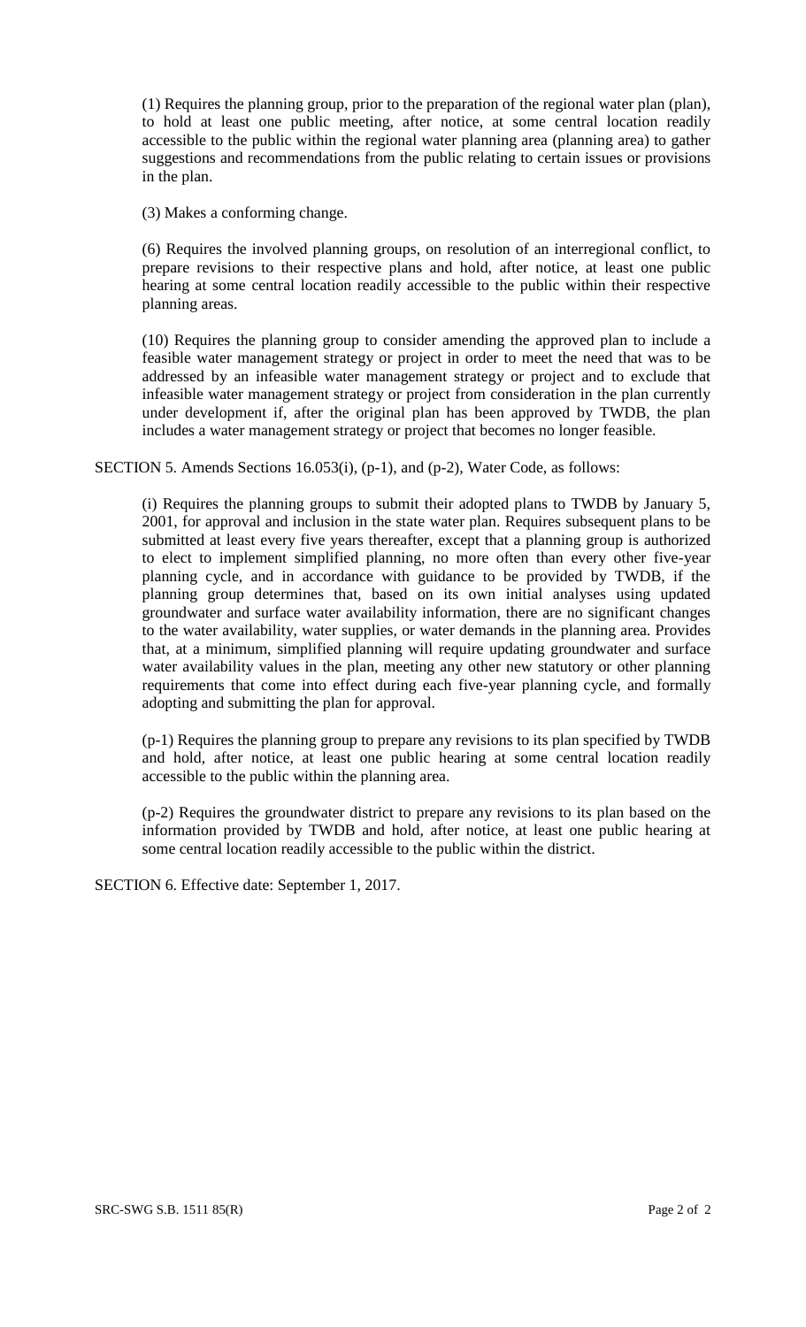(1) Requires the planning group, prior to the preparation of the regional water plan (plan), to hold at least one public meeting, after notice, at some central location readily accessible to the public within the regional water planning area (planning area) to gather suggestions and recommendations from the public relating to certain issues or provisions in the plan.

(3) Makes a conforming change.

(6) Requires the involved planning groups, on resolution of an interregional conflict, to prepare revisions to their respective plans and hold, after notice, at least one public hearing at some central location readily accessible to the public within their respective planning areas.

(10) Requires the planning group to consider amending the approved plan to include a feasible water management strategy or project in order to meet the need that was to be addressed by an infeasible water management strategy or project and to exclude that infeasible water management strategy or project from consideration in the plan currently under development if, after the original plan has been approved by TWDB, the plan includes a water management strategy or project that becomes no longer feasible.

SECTION 5. Amends Sections 16.053(i), (p-1), and (p-2), Water Code, as follows:

(i) Requires the planning groups to submit their adopted plans to TWDB by January 5, 2001, for approval and inclusion in the state water plan. Requires subsequent plans to be submitted at least every five years thereafter, except that a planning group is authorized to elect to implement simplified planning, no more often than every other five-year planning cycle, and in accordance with guidance to be provided by TWDB, if the planning group determines that, based on its own initial analyses using updated groundwater and surface water availability information, there are no significant changes to the water availability, water supplies, or water demands in the planning area. Provides that, at a minimum, simplified planning will require updating groundwater and surface water availability values in the plan, meeting any other new statutory or other planning requirements that come into effect during each five-year planning cycle, and formally adopting and submitting the plan for approval.

(p-1) Requires the planning group to prepare any revisions to its plan specified by TWDB and hold, after notice, at least one public hearing at some central location readily accessible to the public within the planning area.

(p-2) Requires the groundwater district to prepare any revisions to its plan based on the information provided by TWDB and hold, after notice, at least one public hearing at some central location readily accessible to the public within the district.

SECTION 6. Effective date: September 1, 2017.